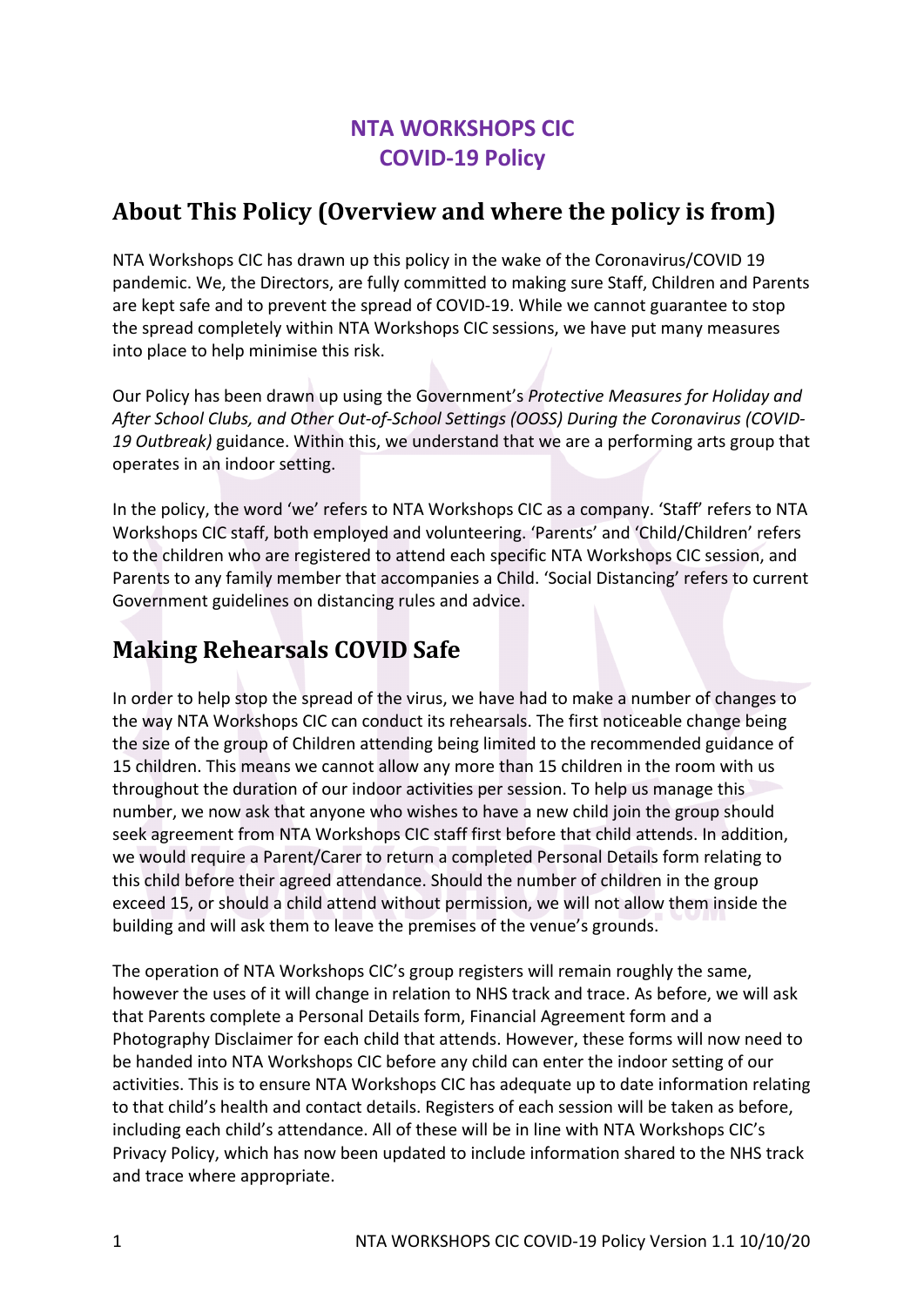# NTA WORKSHOPS CIC
# COVID-19 Policy

## About This Policy (Overview and where the policy is from)

NTA Workshops CIC has drawn up this policy in the wake of the Coronavirus/COVID 19 pandemic. We, the Directors, are fully committed to making sure Staff, Children and Parents are kept safe and to prevent the spread of COVID-19. While we cannot guarantee to stop the spread completely within NTA Workshops CIC sessions, we have put many measures into place to help minimise this risk.

Our Policy has been drawn up using the Government's *Protective Measures for Holiday and After School Clubs, and Other Out-of-School Settings (OOSS) During the Coronavirus (COVID-19 Outbreak)* guidance. Within this, we understand that we are a performing arts group that operates in an indoor setting.

In the policy, the word 'we' refers to NTA Workshops CIC as a company. 'Staff' refers to NTA Workshops CIC staff, both employed and volunteering. 'Parents' and 'Child/Children' refers to the children who are registered to attend each specific NTA Workshops CIC session, and Parents to any family member that accompanies a Child. 'Social Distancing' refers to current Government guidelines on distancing rules and advice.

## Making Rehearsals COVID Safe

In order to help stop the spread of the virus, we have had to make a number of changes to the way NTA Workshops CIC can conduct its rehearsals. The first noticeable change being the size of the group of Children attending being limited to the recommended guidance of 15 children. This means we cannot allow any more than 15 children in the room with us throughout the duration of our indoor activities per session. To help us manage this number, we now ask that anyone who wishes to have a new child join the group should seek agreement from NTA Workshops CIC staff first before that child attends. In addition, we would require a Parent/Carer to return a completed Personal Details form relating to this child before their agreed attendance. Should the number of children in the group exceed 15, or should a child attend without permission, we will not allow them inside the building and will ask them to leave the premises of the venue's grounds.

The operation of NTA Workshops CIC's group registers will remain roughly the same, however the uses of it will change in relation to NHS track and trace. As before, we will ask that Parents complete a Personal Details form, Financial Agreement form and a Photography Disclaimer for each child that attends. However, these forms will now need to be handed into NTA Workshops CIC before any child can enter the indoor setting of our activities. This is to ensure NTA Workshops CIC has adequate up to date information relating to that child's health and contact details. Registers of each session will be taken as before, including each child's attendance. All of these will be in line with NTA Workshops CIC's Privacy Policy, which has now been updated to include information shared to the NHS track and trace where appropriate.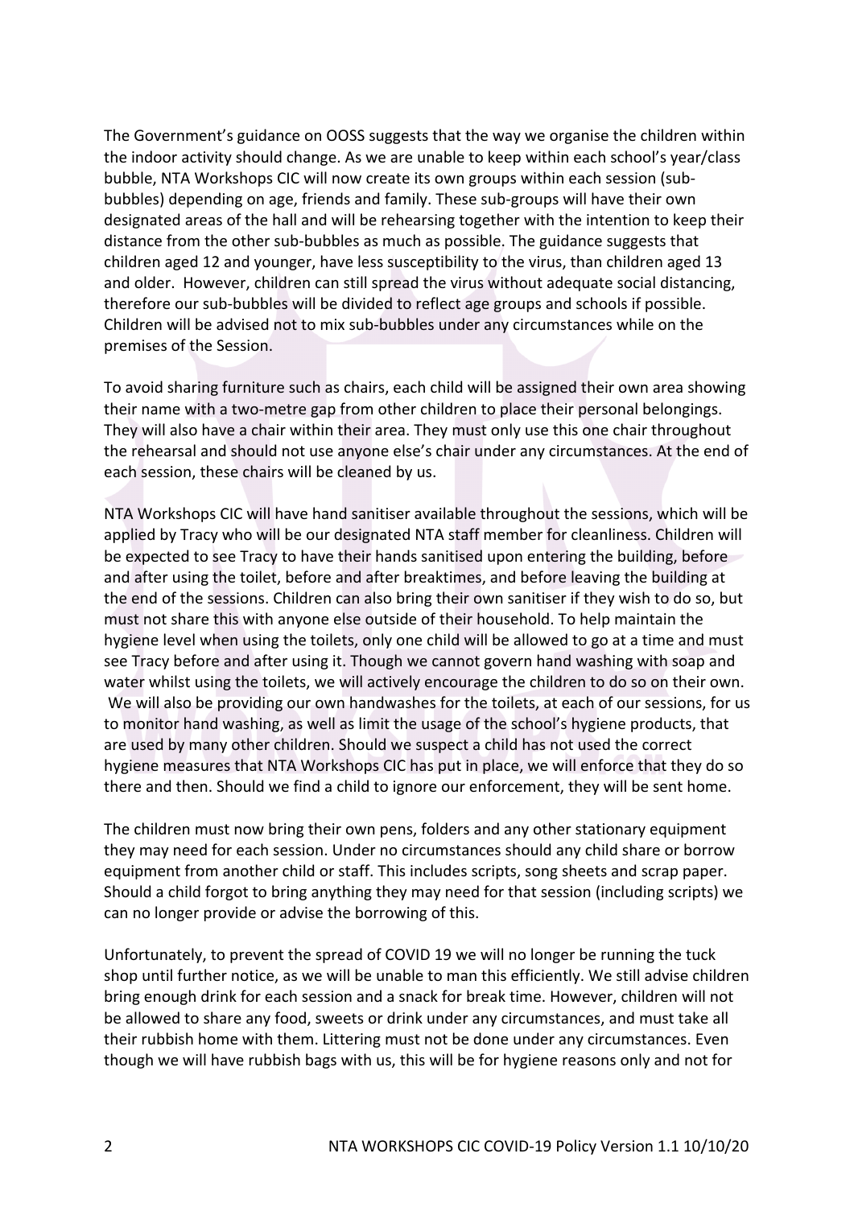The Government's guidance on OOSS suggests that the way we organise the children within the indoor activity should change. As we are unable to keep within each school's year/class bubble, NTA Workshops CIC will now create its own groups within each session (sub-bubbles) depending on age, friends and family. These sub-groups will have their own designated areas of the hall and will be rehearsing together with the intention to keep their distance from the other sub-bubbles as much as possible. The guidance suggests that children aged 12 and younger, have less susceptibility to the virus, than children aged 13 and older. However, children can still spread the virus without adequate social distancing, therefore our sub-bubbles will be divided to reflect age groups and schools if possible. Children will be advised not to mix sub-bubbles under any circumstances while on the premises of the Session.

To avoid sharing furniture such as chairs, each child will be assigned their own area showing their name with a two-metre gap from other children to place their personal belongings. They will also have a chair within their area. They must only use this one chair throughout the rehearsal and should not use anyone else's chair under any circumstances. At the end of each session, these chairs will be cleaned by us.

NTA Workshops CIC will have hand sanitiser available throughout the sessions, which will be applied by Tracy who will be our designated NTA staff member for cleanliness. Children will be expected to see Tracy to have their hands sanitised upon entering the building, before and after using the toilet, before and after breaktimes, and before leaving the building at the end of the sessions. Children can also bring their own sanitiser if they wish to do so, but must not share this with anyone else outside of their household. To help maintain the hygiene level when using the toilets, only one child will be allowed to go at a time and must see Tracy before and after using it. Though we cannot govern hand washing with soap and water whilst using the toilets, we will actively encourage the children to do so on their own. We will also be providing our own handwashes for the toilets, at each of our sessions, for us to monitor hand washing, as well as limit the usage of the school's hygiene products, that are used by many other children. Should we suspect a child has not used the correct hygiene measures that NTA Workshops CIC has put in place, we will enforce that they do so there and then. Should we find a child to ignore our enforcement, they will be sent home.

The children must now bring their own pens, folders and any other stationary equipment they may need for each session. Under no circumstances should any child share or borrow equipment from another child or staff. This includes scripts, song sheets and scrap paper. Should a child forgot to bring anything they may need for that session (including scripts) we can no longer provide or advise the borrowing of this.

Unfortunately, to prevent the spread of COVID 19 we will no longer be running the tuck shop until further notice, as we will be unable to man this efficiently. We still advise children bring enough drink for each session and a snack for break time. However, children will not be allowed to share any food, sweets or drink under any circumstances, and must take all their rubbish home with them. Littering must not be done under any circumstances. Even though we will have rubbish bags with us, this will be for hygiene reasons only and not for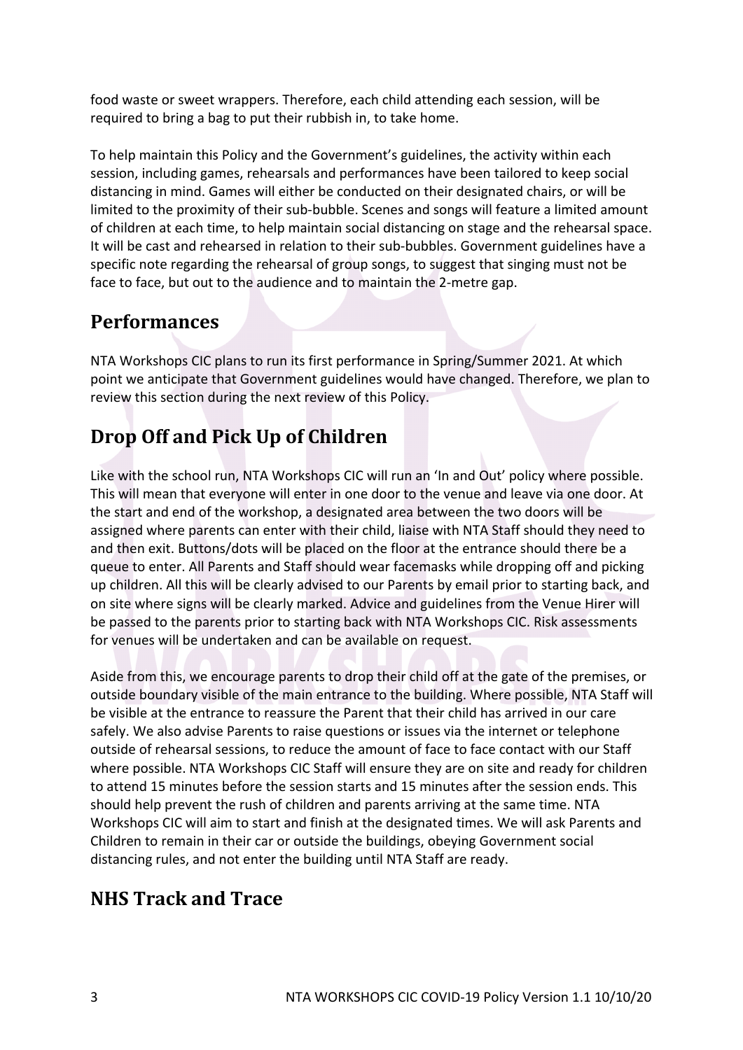food waste or sweet wrappers. Therefore, each child attending each session, will be required to bring a bag to put their rubbish in, to take home.

To help maintain this Policy and the Government's guidelines, the activity within each session, including games, rehearsals and performances have been tailored to keep social distancing in mind. Games will either be conducted on their designated chairs, or will be limited to the proximity of their sub-bubble. Scenes and songs will feature a limited amount of children at each time, to help maintain social distancing on stage and the rehearsal space. It will be cast and rehearsed in relation to their sub-bubbles. Government guidelines have a specific note regarding the rehearsal of group songs, to suggest that singing must not be face to face, but out to the audience and to maintain the 2-metre gap.

## Performances

NTA Workshops CIC plans to run its first performance in Spring/Summer 2021. At which point we anticipate that Government guidelines would have changed. Therefore, we plan to review this section during the next review of this Policy.

## Drop Off and Pick Up of Children

Like with the school run, NTA Workshops CIC will run an 'In and Out' policy where possible. This will mean that everyone will enter in one door to the venue and leave via one door. At the start and end of the workshop, a designated area between the two doors will be assigned where parents can enter with their child, liaise with NTA Staff should they need to and then exit. Buttons/dots will be placed on the floor at the entrance should there be a queue to enter. All Parents and Staff should wear facemasks while dropping off and picking up children. All this will be clearly advised to our Parents by email prior to starting back, and on site where signs will be clearly marked. Advice and guidelines from the Venue Hirer will be passed to the parents prior to starting back with NTA Workshops CIC. Risk assessments for venues will be undertaken and can be available on request.

Aside from this, we encourage parents to drop their child off at the gate of the premises, or outside boundary visible of the main entrance to the building. Where possible, NTA Staff will be visible at the entrance to reassure the Parent that their child has arrived in our care safely. We also advise Parents to raise questions or issues via the internet or telephone outside of rehearsal sessions, to reduce the amount of face to face contact with our Staff where possible. NTA Workshops CIC Staff will ensure they are on site and ready for children to attend 15 minutes before the session starts and 15 minutes after the session ends. This should help prevent the rush of children and parents arriving at the same time. NTA Workshops CIC will aim to start and finish at the designated times. We will ask Parents and Children to remain in their car or outside the buildings, obeying Government social distancing rules, and not enter the building until NTA Staff are ready.

## NHS Track and Trace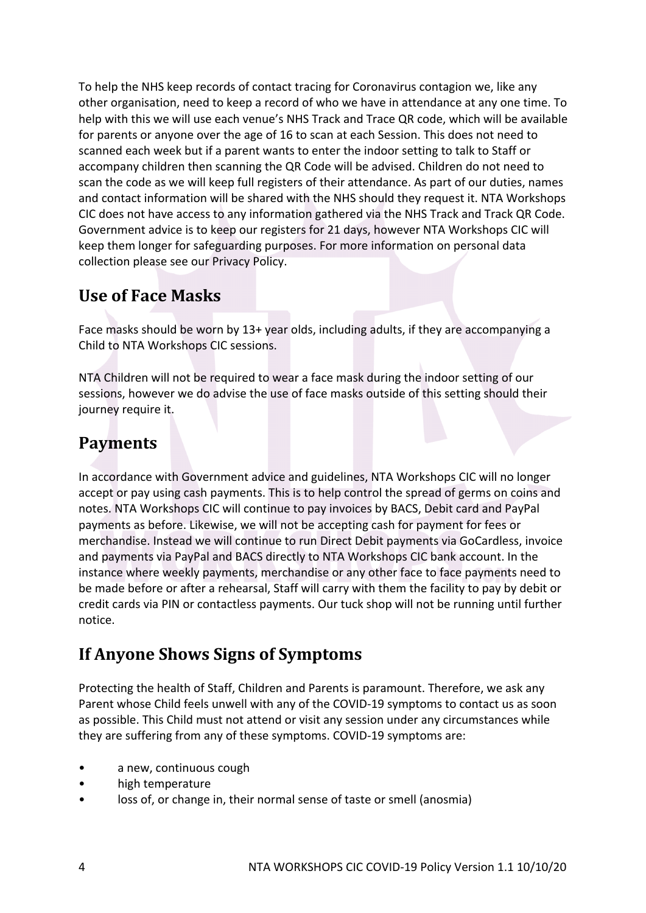To help the NHS keep records of contact tracing for Coronavirus contagion we, like any other organisation, need to keep a record of who we have in attendance at any one time. To help with this we will use each venue's NHS Track and Trace QR code, which will be available for parents or anyone over the age of 16 to scan at each Session. This does not need to scanned each week but if a parent wants to enter the indoor setting to talk to Staff or accompany children then scanning the QR Code will be advised. Children do not need to scan the code as we will keep full registers of their attendance. As part of our duties, names and contact information will be shared with the NHS should they request it. NTA Workshops CIC does not have access to any information gathered via the NHS Track and Track QR Code. Government advice is to keep our registers for 21 days, however NTA Workshops CIC will keep them longer for safeguarding purposes. For more information on personal data collection please see our Privacy Policy.

## Use of Face Masks

Face masks should be worn by 13+ year olds, including adults, if they are accompanying a Child to NTA Workshops CIC sessions.

NTA Children will not be required to wear a face mask during the indoor setting of our sessions, however we do advise the use of face masks outside of this setting should their journey require it.

## Payments

In accordance with Government advice and guidelines, NTA Workshops CIC will no longer accept or pay using cash payments. This is to help control the spread of germs on coins and notes. NTA Workshops CIC will continue to pay invoices by BACS, Debit card and PayPal payments as before. Likewise, we will not be accepting cash for payment for fees or merchandise. Instead we will continue to run Direct Debit payments via GoCardless, invoice and payments via PayPal and BACS directly to NTA Workshops CIC bank account. In the instance where weekly payments, merchandise or any other face to face payments need to be made before or after a rehearsal, Staff will carry with them the facility to pay by debit or credit cards via PIN or contactless payments. Our tuck shop will not be running until further notice.

## If Anyone Shows Signs of Symptoms

Protecting the health of Staff, Children and Parents is paramount. Therefore, we ask any Parent whose Child feels unwell with any of the COVID-19 symptoms to contact us as soon as possible. This Child must not attend or visit any session under any circumstances while they are suffering from any of these symptoms. COVID-19 symptoms are:

- a new, continuous cough
- high temperature
- loss of, or change in, their normal sense of taste or smell (anosmia)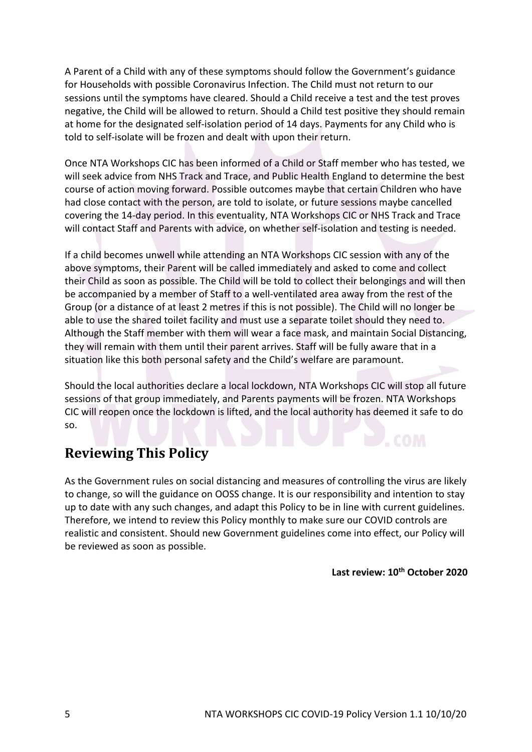A Parent of a Child with any of these symptoms should follow the Government's guidance for Households with possible Coronavirus Infection. The Child must not return to our sessions until the symptoms have cleared. Should a Child receive a test and the test proves negative, the Child will be allowed to return. Should a Child test positive they should remain at home for the designated self-isolation period of 14 days. Payments for any Child who is told to self-isolate will be frozen and dealt with upon their return.

Once NTA Workshops CIC has been informed of a Child or Staff member who has tested, we will seek advice from NHS Track and Trace, and Public Health England to determine the best course of action moving forward. Possible outcomes maybe that certain Children who have had close contact with the person, are told to isolate, or future sessions maybe cancelled covering the 14-day period. In this eventuality, NTA Workshops CIC or NHS Track and Trace will contact Staff and Parents with advice, on whether self-isolation and testing is needed.

If a child becomes unwell while attending an NTA Workshops CIC session with any of the above symptoms, their Parent will be called immediately and asked to come and collect their Child as soon as possible. The Child will be told to collect their belongings and will then be accompanied by a member of Staff to a well-ventilated area away from the rest of the Group (or a distance of at least 2 metres if this is not possible). The Child will no longer be able to use the shared toilet facility and must use a separate toilet should they need to. Although the Staff member with them will wear a face mask, and maintain Social Distancing, they will remain with them until their parent arrives. Staff will be fully aware that in a situation like this both personal safety and the Child's welfare are paramount.

Should the local authorities declare a local lockdown, NTA Workshops CIC will stop all future sessions of that group immediately, and Parents payments will be frozen. NTA Workshops CIC will reopen once the lockdown is lifted, and the local authority has deemed it safe to do so.

## Reviewing This Policy

As the Government rules on social distancing and measures of controlling the virus are likely to change, so will the guidance on OOSS change. It is our responsibility and intention to stay up to date with any such changes, and adapt this Policy to be in line with current guidelines. Therefore, we intend to review this Policy monthly to make sure our COVID controls are realistic and consistent. Should new Government guidelines come into effect, our Policy will be reviewed as soon as possible.

**Last review: 10th October 2020**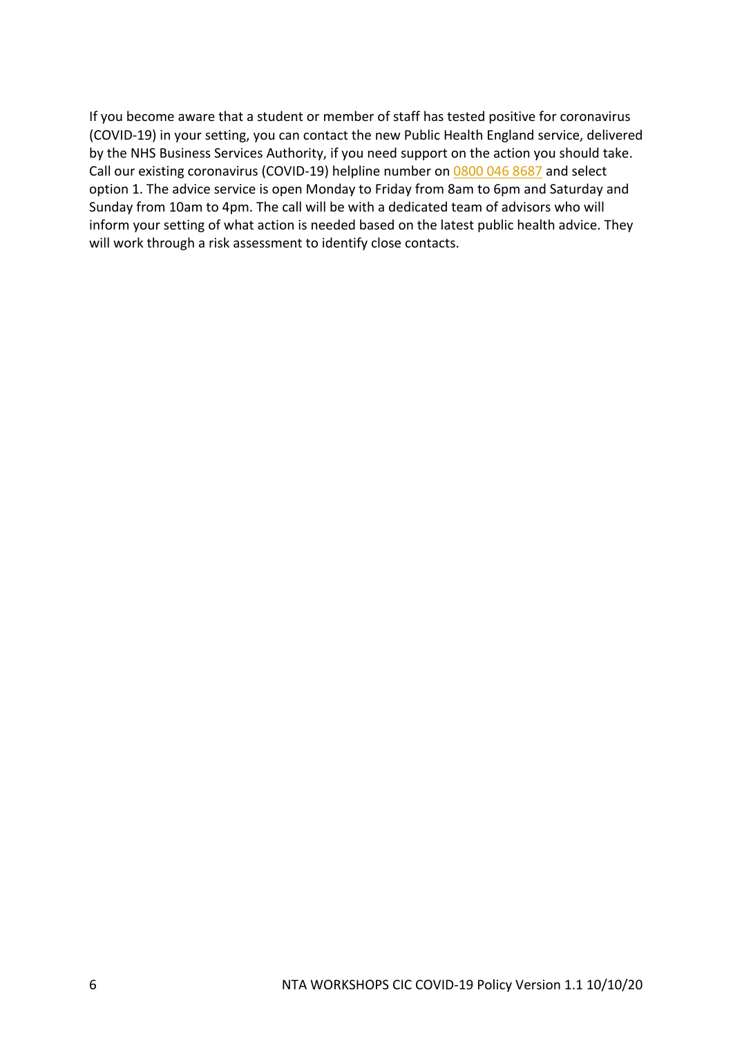If you become aware that a student or member of staff has tested positive for coronavirus (COVID-19) in your setting, you can contact the new Public Health England service, delivered by the NHS Business Services Authority, if you need support on the action you should take. Call our existing coronavirus (COVID-19) helpline number on 0800 046 8687 and select option 1. The advice service is open Monday to Friday from 8am to 6pm and Saturday and Sunday from 10am to 4pm. The call will be with a dedicated team of advisors who will inform your setting of what action is needed based on the latest public health advice. They will work through a risk assessment to identify close contacts.